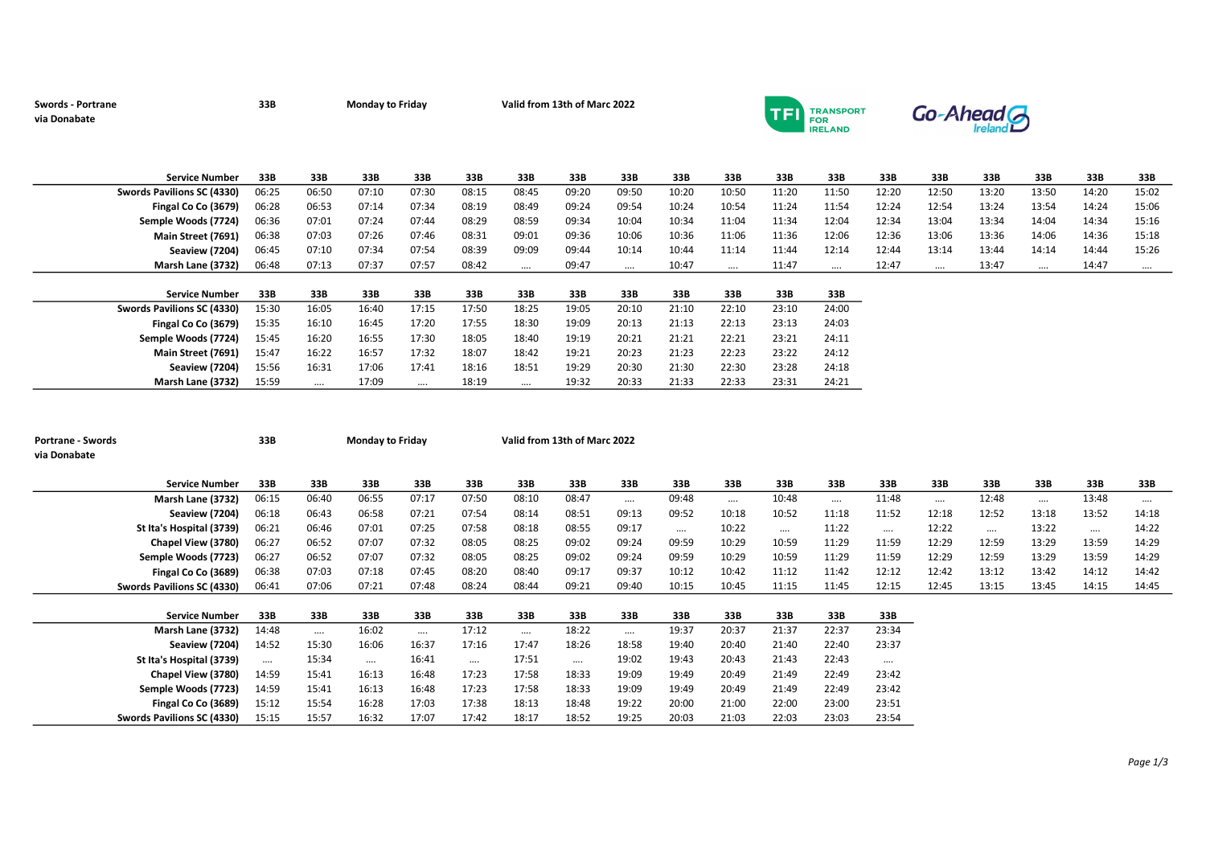**Swords - Portrane via Donabate** **33B** **Monday to Friday** **Valid from 13th of Marc 2022**

TFI TRANSPORT FOR IRELAND

Go-Ahead Ireland

| Service Number | 33B | 33B | 33B | 33B | 33B | 33B | 33B | 33B | 33B | 33B | 33B | 33B | 33B | 33B | 33B | 33B | 33B | 33B |
|---|---|---|---|---|---|---|---|---|---|---|---|---|---|---|---|---|---|---|
| Swords Pavilions SC (4330) | 06:25 | 06:50 | 07:10 | 07:30 | 08:15 | 08:45 | 09:20 | 09:50 | 10:20 | 10:50 | 11:20 | 11:50 | 12:20 | 12:50 | 13:20 | 13:50 | 14:20 | 15:02 |
| Fingal Co Co (3679) | 06:28 | 06:53 | 07:14 | 07:34 | 08:19 | 08:49 | 09:24 | 09:54 | 10:24 | 10:54 | 11:24 | 11:54 | 12:24 | 12:54 | 13:24 | 13:54 | 14:24 | 15:06 |
| Semple Woods (7724) | 06:36 | 07:01 | 07:24 | 07:44 | 08:29 | 08:59 | 09:34 | 10:04 | 10:34 | 11:04 | 11:34 | 12:04 | 12:34 | 13:04 | 13:34 | 14:04 | 14:34 | 15:16 |
| Main Street (7691) | 06:38 | 07:03 | 07:26 | 07:46 | 08:31 | 09:01 | 09:36 | 10:06 | 10:36 | 11:06 | 11:36 | 12:06 | 12:36 | 13:06 | 13:36 | 14:06 | 14:36 | 15:18 |
| Seaview (7204) | 06:45 | 07:10 | 07:34 | 07:54 | 08:39 | 09:09 | 09:44 | 10:14 | 10:44 | 11:14 | 11:44 | 12:14 | 12:44 | 13:14 | 13:44 | 14:14 | 14:44 | 15:26 |
| Marsh Lane (3732) | 06:48 | 07:13 | 07:37 | 07:57 | 08:42 | .... | 09:47 | .... | 10:47 | .... | 11:47 | .... | 12:47 | .... | 13:47 | .... | 14:47 | .... |

| Service Number | 33B | 33B | 33B | 33B | 33B | 33B | 33B | 33B | 33B | 33B | 33B | 33B |
|---|---|---|---|---|---|---|---|---|---|---|---|---|
| Swords Pavilions SC (4330) | 15:30 | 16:05 | 16:40 | 17:15 | 17:50 | 18:25 | 19:05 | 20:10 | 21:10 | 22:10 | 23:10 | 24:00 |
| Fingal Co Co (3679) | 15:35 | 16:10 | 16:45 | 17:20 | 17:55 | 18:30 | 19:09 | 20:13 | 21:13 | 22:13 | 23:13 | 24:03 |
| Semple Woods (7724) | 15:45 | 16:20 | 16:55 | 17:30 | 18:05 | 18:40 | 19:19 | 20:21 | 21:21 | 22:21 | 23:21 | 24:11 |
| Main Street (7691) | 15:47 | 16:22 | 16:57 | 17:32 | 18:07 | 18:42 | 19:21 | 20:23 | 21:23 | 22:23 | 23:22 | 24:12 |
| Seaview (7204) | 15:56 | 16:31 | 17:06 | 17:41 | 18:16 | 18:51 | 19:29 | 20:30 | 21:30 | 22:30 | 23:28 | 24:18 |
| Marsh Lane (3732) | 15:59 | .... | 17:09 | .... | 18:19 | .... | 19:32 | 20:33 | 21:33 | 22:33 | 23:31 | 24:21 |

**Portrane - Swords via Donabate** **33B** **Monday to Friday** **Valid from 13th of Marc 2022**

| Service Number | 33B | 33B | 33B | 33B | 33B | 33B | 33B | 33B | 33B | 33B | 33B | 33B | 33B | 33B | 33B | 33B | 33B | 33B |
|---|---|---|---|---|---|---|---|---|---|---|---|---|---|---|---|---|---|---|
| Marsh Lane (3732) | 06:15 | 06:40 | 06:55 | 07:17 | 07:50 | 08:10 | 08:47 | .... | 09:48 | .... | 10:48 | .... | 11:48 | .... | 12:48 | .... | 13:48 | .... |
| Seaview (7204) | 06:18 | 06:43 | 06:58 | 07:21 | 07:54 | 08:14 | 08:51 | 09:13 | 09:52 | 10:18 | 10:52 | 11:18 | 11:52 | 12:18 | 12:52 | 13:18 | 13:52 | 14:18 |
| St Ita's Hospital (3739) | 06:21 | 06:46 | 07:01 | 07:25 | 07:58 | 08:18 | 08:55 | 09:17 | .... | 10:22 | .... | 11:22 | .... | 12:22 | .... | 13:22 | .... | 14:22 |
| Chapel View (3780) | 06:27 | 06:52 | 07:07 | 07:32 | 08:05 | 08:25 | 09:02 | 09:24 | 09:59 | 10:29 | 10:59 | 11:29 | 11:59 | 12:29 | 12:59 | 13:29 | 13:59 | 14:29 |
| Semple Woods (7723) | 06:27 | 06:52 | 07:07 | 07:32 | 08:05 | 08:25 | 09:02 | 09:24 | 09:59 | 10:29 | 10:59 | 11:29 | 11:59 | 12:29 | 12:59 | 13:29 | 13:59 | 14:29 |
| Fingal Co Co (3689) | 06:38 | 07:03 | 07:18 | 07:45 | 08:20 | 08:40 | 09:17 | 09:37 | 10:12 | 10:42 | 11:12 | 11:42 | 12:12 | 12:42 | 13:12 | 13:42 | 14:12 | 14:42 |
| Swords Pavilions SC (4330) | 06:41 | 07:06 | 07:21 | 07:48 | 08:24 | 08:44 | 09:21 | 09:40 | 10:15 | 10:45 | 11:15 | 11:45 | 12:15 | 12:45 | 13:15 | 13:45 | 14:15 | 14:45 |

| Service Number | 33B | 33B | 33B | 33B | 33B | 33B | 33B | 33B | 33B | 33B | 33B | 33B | 33B |
|---|---|---|---|---|---|---|---|---|---|---|---|---|---|
| Marsh Lane (3732) | 14:48 | .... | 16:02 | .... | 17:12 | .... | 18:22 | .... | 19:37 | 20:37 | 21:37 | 22:37 | 23:34 |
| Seaview (7204) | 14:52 | 15:30 | 16:06 | 16:37 | 17:16 | 17:47 | 18:26 | 18:58 | 19:40 | 20:40 | 21:40 | 22:40 | 23:37 |
| St Ita's Hospital (3739) | .... | 15:34 | .... | 16:41 | .... | 17:51 | .... | 19:02 | 19:43 | 20:43 | 21:43 | 22:43 | .... |
| Chapel View (3780) | 14:59 | 15:41 | 16:13 | 16:48 | 17:23 | 17:58 | 18:33 | 19:09 | 19:49 | 20:49 | 21:49 | 22:49 | 23:42 |
| Semple Woods (7723) | 14:59 | 15:41 | 16:13 | 16:48 | 17:23 | 17:58 | 18:33 | 19:09 | 19:49 | 20:49 | 21:49 | 22:49 | 23:42 |
| Fingal Co Co (3689) | 15:12 | 15:54 | 16:28 | 17:03 | 17:38 | 18:13 | 18:48 | 19:22 | 20:00 | 21:00 | 22:00 | 23:00 | 23:51 |
| Swords Pavilions SC (4330) | 15:15 | 15:57 | 16:32 | 17:07 | 17:42 | 18:17 | 18:52 | 19:25 | 20:03 | 21:03 | 22:03 | 23:03 | 23:54 |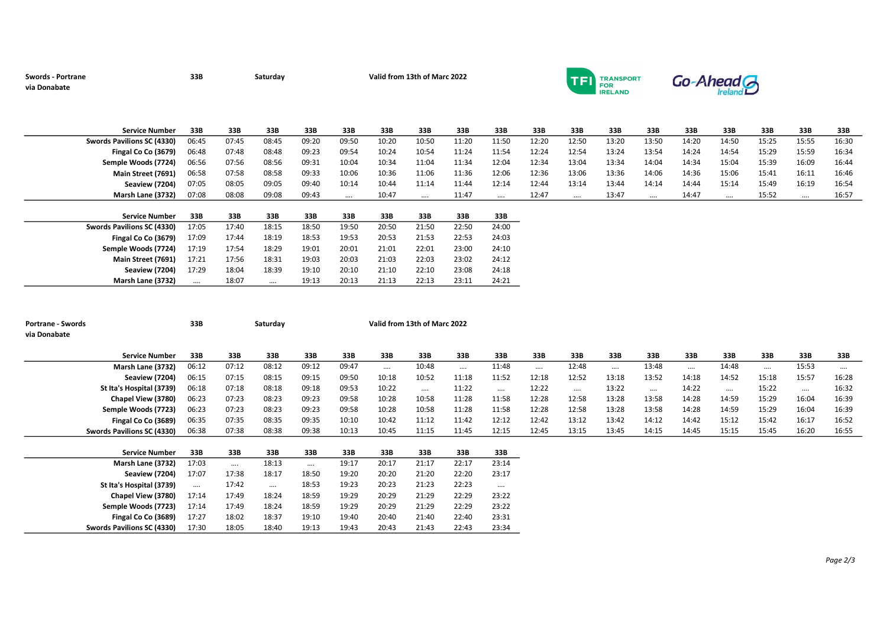**Swords - Portrane via Donabate** | **33B** | **Saturday** | **Valid from 13th of Marc 2022**

| Service Number | 33B | 33B | 33B | 33B | 33B | 33B | 33B | 33B | 33B | 33B | 33B | 33B | 33B | 33B | 33B | 33B | 33B | 33B |
|---|---|---|---|---|---|---|---|---|---|---|---|---|---|---|---|---|---|---|
| Swords Pavilions SC (4330) | 06:45 | 07:45 | 08:45 | 09:20 | 09:50 | 10:20 | 10:50 | 11:20 | 11:50 | 12:20 | 12:50 | 13:20 | 13:50 | 14:20 | 14:50 | 15:25 | 15:55 | 16:30 |
| Fingal Co Co (3679) | 06:48 | 07:48 | 08:48 | 09:23 | 09:54 | 10:24 | 10:54 | 11:24 | 11:54 | 12:24 | 12:54 | 13:24 | 13:54 | 14:24 | 14:54 | 15:29 | 15:59 | 16:34 |
| Semple Woods (7724) | 06:56 | 07:56 | 08:56 | 09:31 | 10:04 | 10:34 | 11:04 | 11:34 | 12:04 | 12:34 | 13:04 | 13:34 | 14:04 | 14:34 | 15:04 | 15:39 | 16:09 | 16:44 |
| Main Street (7691) | 06:58 | 07:58 | 08:58 | 09:33 | 10:06 | 10:36 | 11:06 | 11:36 | 12:06 | 12:36 | 13:06 | 13:36 | 14:06 | 14:36 | 15:06 | 15:41 | 16:11 | 16:46 |
| Seaview (7204) | 07:05 | 08:05 | 09:05 | 09:40 | 10:14 | 10:44 | 11:14 | 11:44 | 12:14 | 12:44 | 13:14 | 13:44 | 14:14 | 14:44 | 15:14 | 15:49 | 16:19 | 16:54 |
| Marsh Lane (3732) | 07:08 | 08:08 | 09:08 | 09:43 | .... | 10:47 | .... | 11:47 | .... | 12:47 | .... | 13:47 | .... | 14:47 | .... | 15:52 | .... | 16:57 |

| Service Number | 33B | 33B | 33B | 33B | 33B | 33B | 33B | 33B | 33B |
|---|---|---|---|---|---|---|---|---|---|
| Swords Pavilions SC (4330) | 17:05 | 17:40 | 18:15 | 18:50 | 19:50 | 20:50 | 21:50 | 22:50 | 24:00 |
| Fingal Co Co (3679) | 17:09 | 17:44 | 18:19 | 18:53 | 19:53 | 20:53 | 21:53 | 22:53 | 24:03 |
| Semple Woods (7724) | 17:19 | 17:54 | 18:29 | 19:01 | 20:01 | 21:01 | 22:01 | 23:00 | 24:10 |
| Main Street (7691) | 17:21 | 17:56 | 18:31 | 19:03 | 20:03 | 21:03 | 22:03 | 23:02 | 24:12 |
| Seaview (7204) | 17:29 | 18:04 | 18:39 | 19:10 | 20:10 | 21:10 | 22:10 | 23:08 | 24:18 |
| Marsh Lane (3732) | .... | 18:07 | .... | 19:13 | 20:13 | 21:13 | 22:13 | 23:11 | 24:21 |

**Portrane - Swords via Donabate** | **33B** | **Saturday** | **Valid from 13th of Marc 2022**

| Service Number | 33B | 33B | 33B | 33B | 33B | 33B | 33B | 33B | 33B | 33B | 33B | 33B | 33B | 33B | 33B | 33B | 33B | 33B |
|---|---|---|---|---|---|---|---|---|---|---|---|---|---|---|---|---|---|---|
| Marsh Lane (3732) | 06:12 | 07:12 | 08:12 | 09:12 | 09:47 | .... | 10:48 | .... | 11:48 | .... | 12:48 | .... | 13:48 | .... | 14:48 | .... | 15:53 | .... |
| Seaview (7204) | 06:15 | 07:15 | 08:15 | 09:15 | 09:50 | 10:18 | 10:52 | 11:18 | 11:52 | 12:18 | 12:52 | 13:18 | 13:52 | 14:18 | 14:52 | 15:18 | 15:57 | 16:28 |
| St Ita's Hospital (3739) | 06:18 | 07:18 | 08:18 | 09:18 | 09:53 | 10:22 | .... | 11:22 | .... | 12:22 | .... | 13:22 | .... | 14:22 | .... | 15:22 | .... | 16:32 |
| Chapel View (3780) | 06:23 | 07:23 | 08:23 | 09:23 | 09:58 | 10:28 | 10:58 | 11:28 | 11:58 | 12:28 | 12:58 | 13:28 | 13:58 | 14:28 | 14:59 | 15:29 | 16:04 | 16:39 |
| Semple Woods (7723) | 06:23 | 07:23 | 08:23 | 09:23 | 09:58 | 10:28 | 10:58 | 11:28 | 11:58 | 12:28 | 12:58 | 13:28 | 13:58 | 14:28 | 14:59 | 15:29 | 16:04 | 16:39 |
| Fingal Co Co (3689) | 06:35 | 07:35 | 08:35 | 09:35 | 10:10 | 10:42 | 11:12 | 11:42 | 12:12 | 12:42 | 13:12 | 13:42 | 14:12 | 14:42 | 15:12 | 15:42 | 16:17 | 16:52 |
| Swords Pavilions SC (4330) | 06:38 | 07:38 | 08:38 | 09:38 | 10:13 | 10:45 | 11:15 | 11:45 | 12:15 | 12:45 | 13:15 | 13:45 | 14:15 | 14:45 | 15:15 | 15:45 | 16:20 | 16:55 |

| Service Number | 33B | 33B | 33B | 33B | 33B | 33B | 33B | 33B | 33B |
|---|---|---|---|---|---|---|---|---|---|
| Marsh Lane (3732) | 17:03 | .... | 18:13 | .... | 19:17 | 20:17 | 21:17 | 22:17 | 23:14 |
| Seaview (7204) | 17:07 | 17:38 | 18:17 | 18:50 | 19:20 | 20:20 | 21:20 | 22:20 | 23:17 |
| St Ita's Hospital (3739) | .... | 17:42 | .... | 18:53 | 19:23 | 20:23 | 21:23 | 22:23 | .... |
| Chapel View (3780) | 17:14 | 17:49 | 18:24 | 18:59 | 19:29 | 20:29 | 21:29 | 22:29 | 23:22 |
| Semple Woods (7723) | 17:14 | 17:49 | 18:24 | 18:59 | 19:29 | 20:29 | 21:29 | 22:29 | 23:22 |
| Fingal Co Co (3689) | 17:27 | 18:02 | 18:37 | 19:10 | 19:40 | 20:40 | 21:40 | 22:40 | 23:31 |
| Swords Pavilions SC (4330) | 17:30 | 18:05 | 18:40 | 19:13 | 19:43 | 20:43 | 21:43 | 22:43 | 23:34 |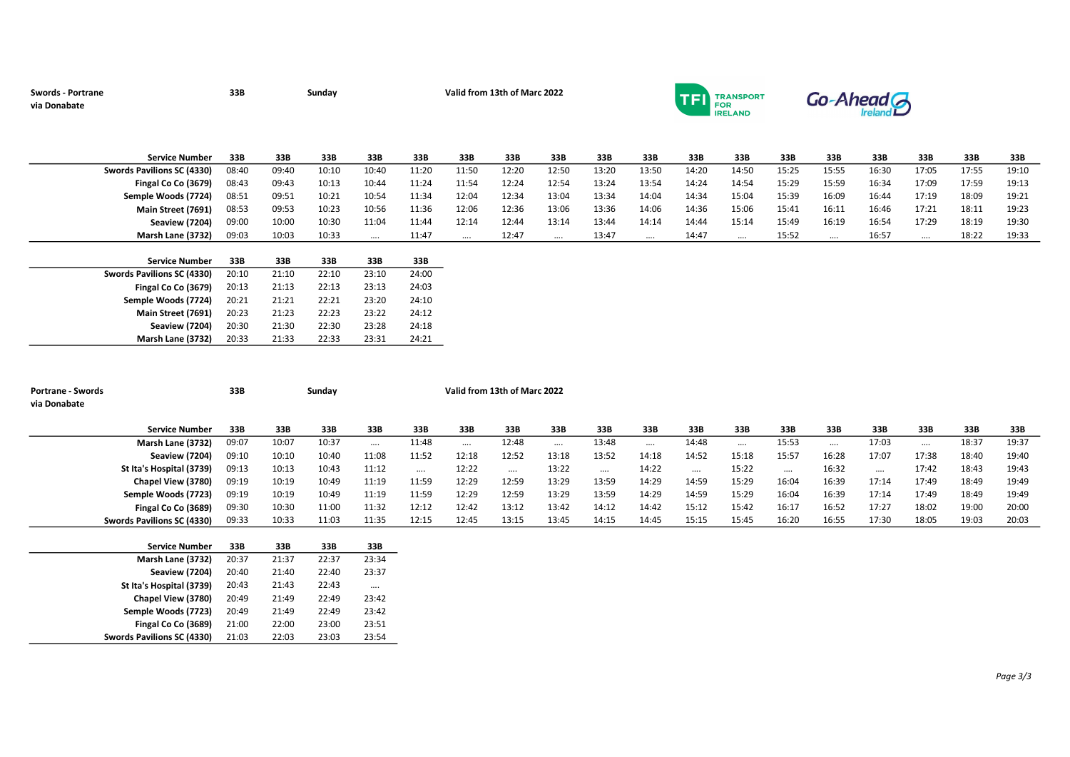**Swords - Portrane via Donabate** | **33B** | **Sunday** | **Valid from 13th of Marc 2022**

TRANSPORT FOR IRELAND | Go-Ahead Ireland

| Service Number | 33B | 33B | 33B | 33B | 33B | 33B | 33B | 33B | 33B | 33B | 33B | 33B | 33B | 33B | 33B | 33B | 33B | 33B |
|---|---|---|---|---|---|---|---|---|---|---|---|---|---|---|---|---|---|---|
| Swords Pavilions SC (4330) | 08:40 | 09:40 | 10:10 | 10:40 | 11:20 | 11:50 | 12:20 | 12:50 | 13:20 | 13:50 | 14:20 | 14:50 | 15:25 | 15:55 | 16:30 | 17:05 | 17:55 | 19:10 |
| Fingal Co Co (3679) | 08:43 | 09:43 | 10:13 | 10:44 | 11:24 | 11:54 | 12:24 | 12:54 | 13:24 | 13:54 | 14:24 | 14:54 | 15:29 | 15:59 | 16:34 | 17:09 | 17:59 | 19:13 |
| Semple Woods (7724) | 08:51 | 09:51 | 10:21 | 10:54 | 11:34 | 12:04 | 12:34 | 13:04 | 13:34 | 14:04 | 14:34 | 15:04 | 15:39 | 16:09 | 16:44 | 17:19 | 18:09 | 19:21 |
| Main Street (7691) | 08:53 | 09:53 | 10:23 | 10:56 | 11:36 | 12:06 | 12:36 | 13:06 | 13:36 | 14:06 | 14:36 | 15:06 | 15:41 | 16:11 | 16:46 | 17:21 | 18:11 | 19:23 |
| Seaview (7204) | 09:00 | 10:00 | 10:30 | 11:04 | 11:44 | 12:14 | 12:44 | 13:14 | 13:44 | 14:14 | 14:44 | 15:14 | 15:49 | 16:19 | 16:54 | 17:29 | 18:19 | 19:30 |
| Marsh Lane (3732) | 09:03 | 10:03 | 10:33 | .... | 11:47 | .... | 12:47 | .... | 13:47 | .... | 14:47 | .... | 15:52 | .... | 16:57 | .... | 18:22 | 19:33 |

| Service Number | 33B | 33B | 33B | 33B | 33B |
|---|---|---|---|---|---|
| Swords Pavilions SC (4330) | 20:10 | 21:10 | 22:10 | 23:10 | 24:00 |
| Fingal Co Co (3679) | 20:13 | 21:13 | 22:13 | 23:13 | 24:03 |
| Semple Woods (7724) | 20:21 | 21:21 | 22:21 | 23:20 | 24:10 |
| Main Street (7691) | 20:23 | 21:23 | 22:23 | 23:22 | 24:12 |
| Seaview (7204) | 20:30 | 21:30 | 22:30 | 23:28 | 24:18 |
| Marsh Lane (3732) | 20:33 | 21:33 | 22:33 | 23:31 | 24:21 |

**Portrane - Swords via Donabate** | **33B** | **Sunday** | **Valid from 13th of Marc 2022**

| Service Number | 33B | 33B | 33B | 33B | 33B | 33B | 33B | 33B | 33B | 33B | 33B | 33B | 33B | 33B | 33B | 33B | 33B | 33B |
|---|---|---|---|---|---|---|---|---|---|---|---|---|---|---|---|---|---|---|
| Marsh Lane (3732) | 09:07 | 10:07 | 10:37 | .... | 11:48 | .... | 12:48 | .... | 13:48 | .... | 14:48 | .... | 15:53 | .... | 17:03 | .... | 18:37 | 19:37 |
| Seaview (7204) | 09:10 | 10:10 | 10:40 | 11:08 | 11:52 | 12:18 | 12:52 | 13:18 | 13:52 | 14:18 | 14:52 | 15:18 | 15:57 | 16:28 | 17:07 | 17:38 | 18:40 | 19:40 |
| St Ita's Hospital (3739) | 09:13 | 10:13 | 10:43 | 11:12 | .... | 12:22 | .... | 13:22 | .... | 14:22 | .... | 15:22 | .... | 16:32 | .... | 17:42 | 18:43 | 19:43 |
| Chapel View (3780) | 09:19 | 10:19 | 10:49 | 11:19 | 11:59 | 12:29 | 12:59 | 13:29 | 13:59 | 14:29 | 14:59 | 15:29 | 16:04 | 16:39 | 17:14 | 17:49 | 18:49 | 19:49 |
| Semple Woods (7723) | 09:19 | 10:19 | 10:49 | 11:19 | 11:59 | 12:29 | 12:59 | 13:29 | 13:59 | 14:29 | 14:59 | 15:29 | 16:04 | 16:39 | 17:14 | 17:49 | 18:49 | 19:49 |
| Fingal Co Co (3689) | 09:30 | 10:30 | 11:00 | 11:32 | 12:12 | 12:42 | 13:12 | 13:42 | 14:12 | 14:42 | 15:12 | 15:42 | 16:17 | 16:52 | 17:27 | 18:02 | 19:00 | 20:00 |
| Swords Pavilions SC (4330) | 09:33 | 10:33 | 11:03 | 11:35 | 12:15 | 12:45 | 13:15 | 13:45 | 14:15 | 14:45 | 15:15 | 15:45 | 16:20 | 16:55 | 17:30 | 18:05 | 19:03 | 20:03 |

| Service Number | 33B | 33B | 33B | 33B |
|---|---|---|---|---|
| Marsh Lane (3732) | 20:37 | 21:37 | 22:37 | 23:34 |
| Seaview (7204) | 20:40 | 21:40 | 22:40 | 23:37 |
| St Ita's Hospital (3739) | 20:43 | 21:43 | 22:43 | .... |
| Chapel View (3780) | 20:49 | 21:49 | 22:49 | 23:42 |
| Semple Woods (7723) | 20:49 | 21:49 | 22:49 | 23:42 |
| Fingal Co Co (3689) | 21:00 | 22:00 | 23:00 | 23:51 |
| Swords Pavilions SC (4330) | 21:03 | 22:03 | 23:03 | 23:54 |